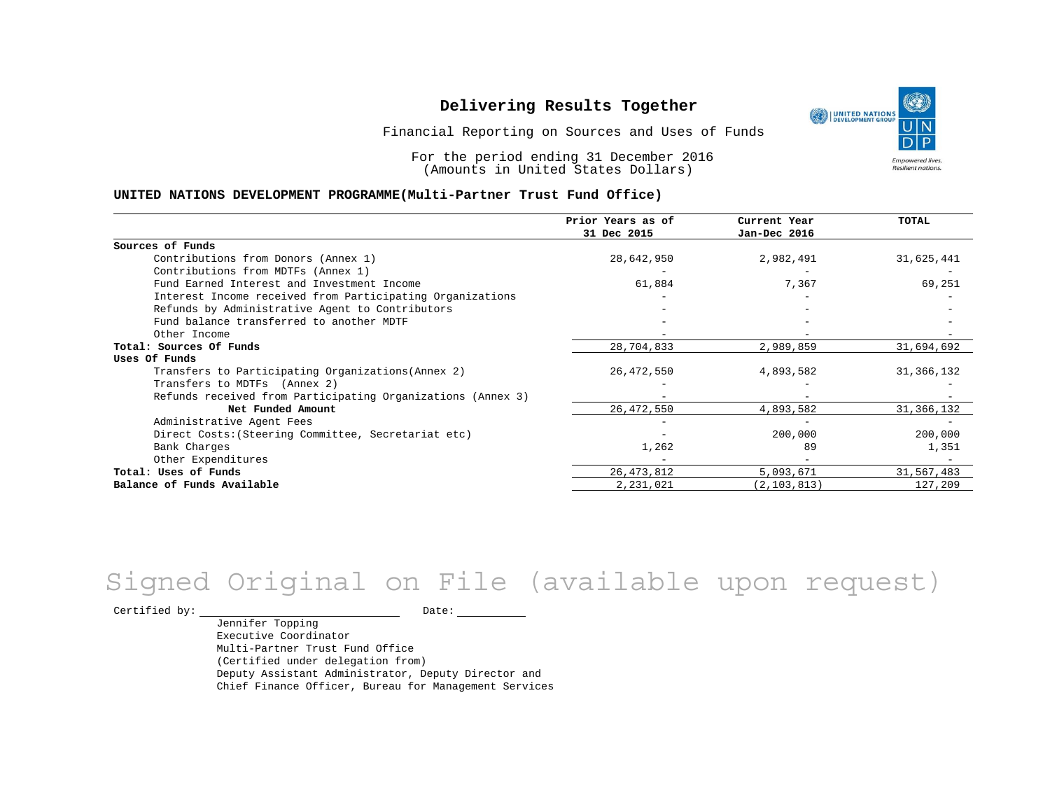# Delivering Results Together

Financial Reporting on Sources and Uses of Funds

For the period ending 31 December 2016
(Amounts in United States Dollars)

## UNITED NATIONS DEVELOPMENT PROGRAMME(Multi-Partner Trust Fund Office)

| | Prior Years as of 31 Dec 2015 | Current Year Jan-Dec 2016 | TOTAL |
|---|---|---|---|
| **Sources of Funds** | | | |
| Contributions from Donors (Annex 1) | 28,642,950 | 2,982,491 | 31,625,441 |
| Contributions from MDTFs (Annex 1) | - | - | - |
| Fund Earned Interest and Investment Income | 61,884 | 7,367 | 69,251 |
| Interest Income received from Participating Organizations | - | - | - |
| Refunds by Administrative Agent to Contributors | - | - | - |
| Fund balance transferred to another MDTF | - | - | - |
| Other Income | - | - | - |
| **Total: Sources Of Funds** | 28,704,833 | 2,989,859 | 31,694,692 |
| **Uses Of Funds** | | | |
| Transfers to Participating Organizations(Annex 2) | 26,472,550 | 4,893,582 | 31,366,132 |
| Transfers to MDTFs (Annex 2) | - | - | - |
| Refunds received from Participating Organizations (Annex 3) | - | - | - |
| **Net Funded Amount** | 26,472,550 | 4,893,582 | 31,366,132 |
| Administrative Agent Fees | - | - | - |
| Direct Costs:(Steering Committee, Secretariat etc) | - | 200,000 | 200,000 |
| Bank Charges | 1,262 | 89 | 1,351 |
| Other Expenditures | - | - | - |
| **Total: Uses of Funds** | 26,473,812 | 5,093,671 | 31,567,483 |
| **Balance of Funds Available** | 2,231,021 | (2,103,813) | 127,209 |

Signed Original on File (available upon request)

Certified by: \_\_\_\_\_\_\_\_\_\_\_\_\_\_\_\_\_\_\_\_ Date: \_\_\_\_\_\_\_\_\_\_

Jennifer Topping
Executive Coordinator
Multi-Partner Trust Fund Office
(Certified under delegation from)
Deputy Assistant Administrator, Deputy Director and
Chief Finance Officer, Bureau for Management Services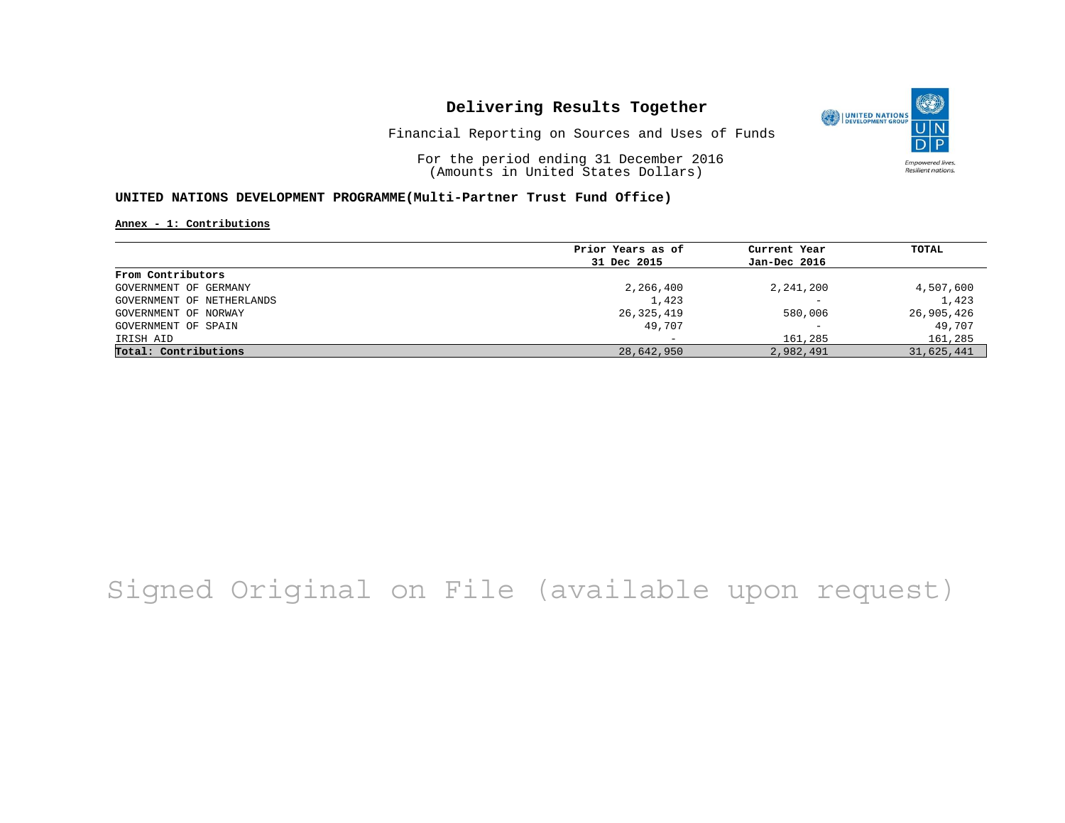# Delivering Results Together

Financial Reporting on Sources and Uses of Funds

For the period ending 31 December 2016
(Amounts in United States Dollars)

## UNITED NATIONS DEVELOPMENT PROGRAMME(Multi-Partner Trust Fund Office)

**Annex - 1: Contributions**

| | Prior Years as of 31 Dec 2015 | Current Year Jan-Dec 2016 | TOTAL |
|---|---|---|---|
| **From Contributors** | | | |
| GOVERNMENT OF GERMANY | 2,266,400 | 2,241,200 | 4,507,600 |
| GOVERNMENT OF NETHERLANDS | 1,423 | - | 1,423 |
| GOVERNMENT OF NORWAY | 26,325,419 | 580,006 | 26,905,426 |
| GOVERNMENT OF SPAIN | 49,707 | - | 49,707 |
| IRISH AID | - | 161,285 | 161,285 |
| **Total: Contributions** | 28,642,950 | 2,982,491 | 31,625,441 |

Signed Original on File (available upon request)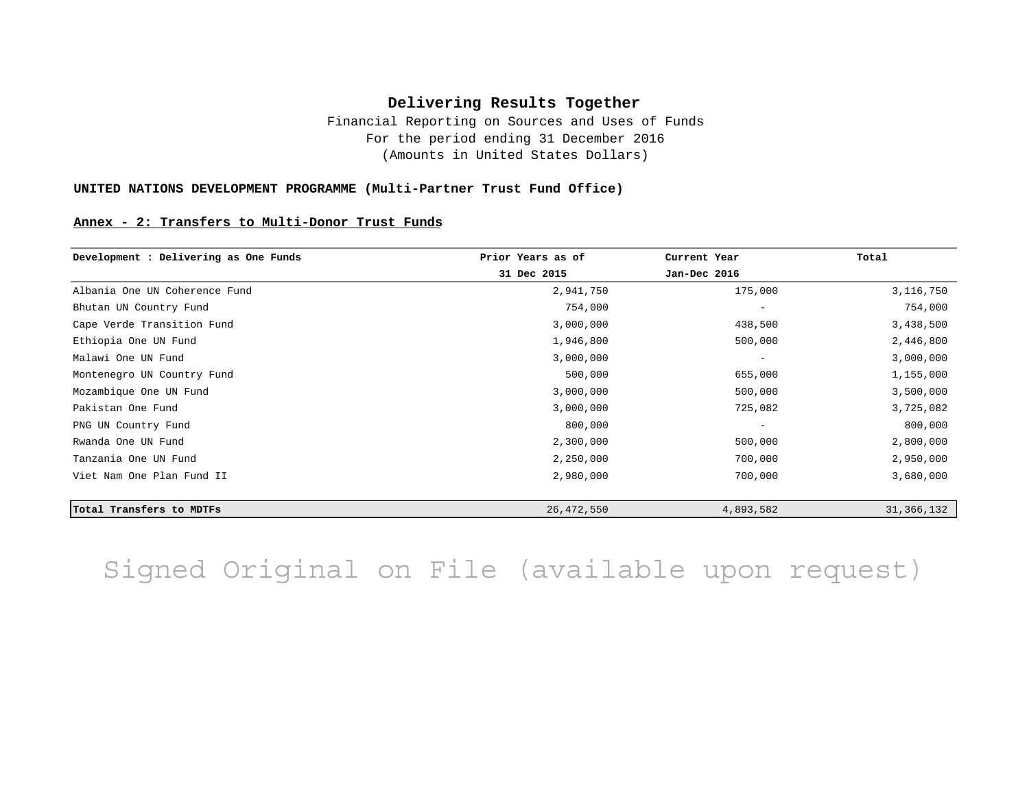# Delivering Results Together

Financial Reporting on Sources and Uses of Funds
For the period ending 31 December 2016
(Amounts in United States Dollars)

**UNITED NATIONS DEVELOPMENT PROGRAMME (Multi-Partner Trust Fund Office)**

**Annex - 2: Transfers to Multi-Donor Trust Funds**

| Development : Delivering as One Funds | Prior Years as of 31 Dec 2015 | Current Year Jan-Dec 2016 | Total |
|---|---|---|---|
| Albania One UN Coherence Fund | 2,941,750 | 175,000 | 3,116,750 |
| Bhutan UN Country Fund | 754,000 | - | 754,000 |
| Cape Verde Transition Fund | 3,000,000 | 438,500 | 3,438,500 |
| Ethiopia One UN Fund | 1,946,800 | 500,000 | 2,446,800 |
| Malawi One UN Fund | 3,000,000 | - | 3,000,000 |
| Montenegro UN Country Fund | 500,000 | 655,000 | 1,155,000 |
| Mozambique One UN Fund | 3,000,000 | 500,000 | 3,500,000 |
| Pakistan One Fund | 3,000,000 | 725,082 | 3,725,082 |
| PNG UN Country Fund | 800,000 | - | 800,000 |
| Rwanda One UN Fund | 2,300,000 | 500,000 | 2,800,000 |
| Tanzania One UN Fund | 2,250,000 | 700,000 | 2,950,000 |
| Viet Nam One Plan Fund II | 2,980,000 | 700,000 | 3,680,000 |
| **Total Transfers to MDTFs** | 26,472,550 | 4,893,582 | 31,366,132 |

Signed Original on File (available upon request)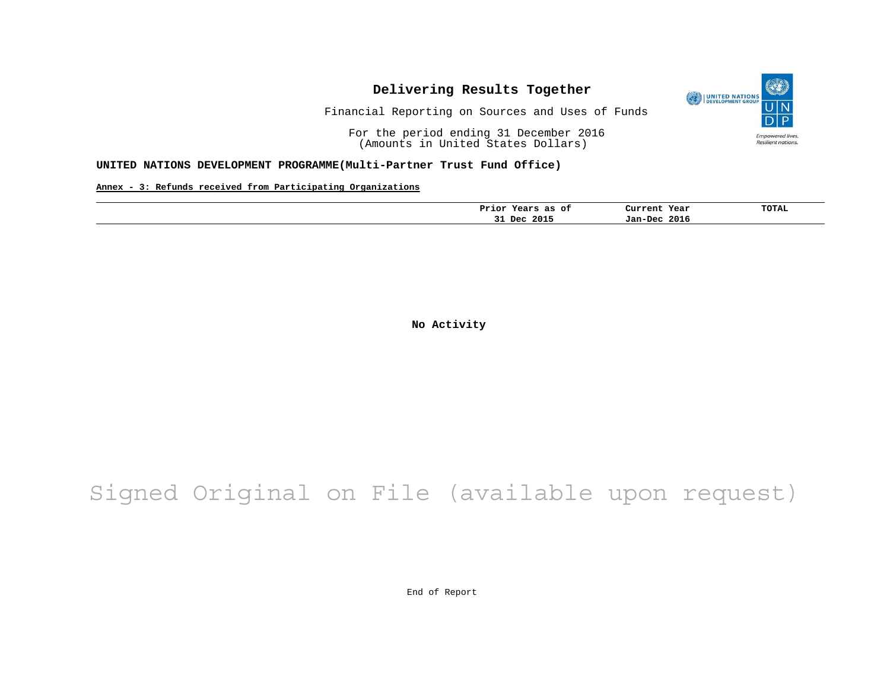# Delivering Results Together

Financial Reporting on Sources and Uses of Funds

For the period ending 31 December 2016
(Amounts in United States Dollars)

**UNITED NATIONS DEVELOPMENT PROGRAMME(Multi-Partner Trust Fund Office)**

**Annex - 3: Refunds received from Participating Organizations**

| | Prior Years as of 31 Dec 2015 | Current Year Jan-Dec 2016 | TOTAL |
|---|---|---|---|

**No Activity**

Signed Original on File (available upon request)

End of Report